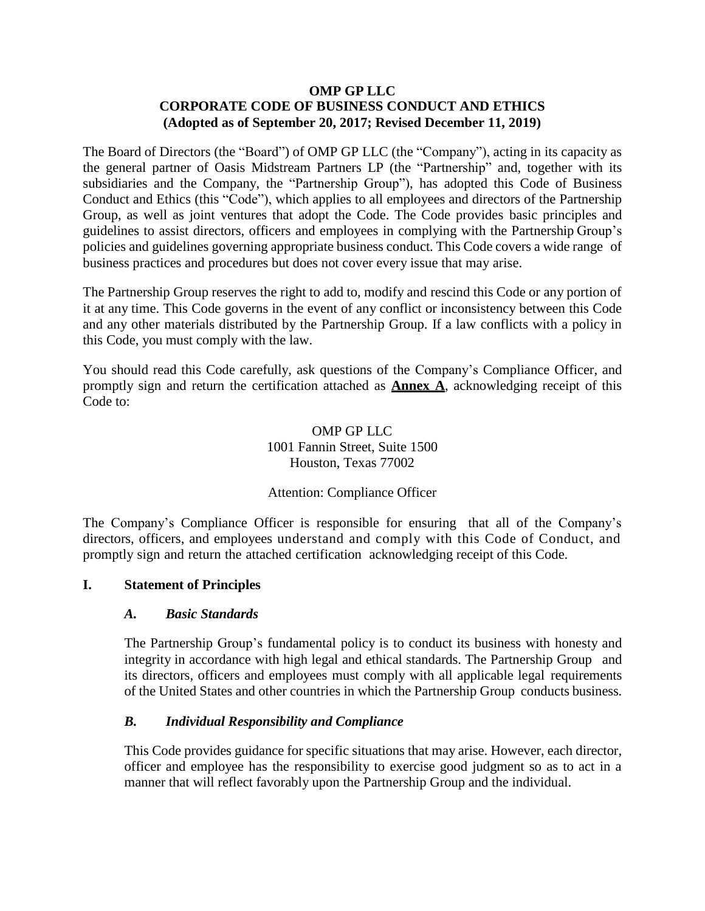# OMP GP LLC
# CORPORATE CODE OF BUSINESS CONDUCT AND ETHICS
**(Adopted as of September 20, 2017; Revised December 11, 2019)**

The Board of Directors (the "Board") of OMP GP LLC (the "Company"), acting in its capacity as the general partner of Oasis Midstream Partners LP (the "Partnership" and, together with its subsidiaries and the Company, the "Partnership Group"), has adopted this Code of Business Conduct and Ethics (this "Code"), which applies to all employees and directors of the Partnership Group, as well as joint ventures that adopt the Code. The Code provides basic principles and guidelines to assist directors, officers and employees in complying with the Partnership Group's policies and guidelines governing appropriate business conduct. This Code covers a wide range of business practices and procedures but does not cover every issue that may arise.

The Partnership Group reserves the right to add to, modify and rescind this Code or any portion of it at any time. This Code governs in the event of any conflict or inconsistency between this Code and any other materials distributed by the Partnership Group. If a law conflicts with a policy in this Code, you must comply with the law.

You should read this Code carefully, ask questions of the Company's Compliance Officer, and promptly sign and return the certification attached as **Annex A**, acknowledging receipt of this Code to:

OMP GP LLC
1001 Fannin Street, Suite 1500
Houston, Texas 77002

Attention: Compliance Officer

The Company's Compliance Officer is responsible for ensuring that all of the Company's directors, officers, and employees understand and comply with this Code of Conduct, and promptly sign and return the attached certification acknowledging receipt of this Code.

## I. Statement of Principles

### *A. Basic Standards*

The Partnership Group's fundamental policy is to conduct its business with honesty and integrity in accordance with high legal and ethical standards. The Partnership Group and its directors, officers and employees must comply with all applicable legal requirements of the United States and other countries in which the Partnership Group conducts business.

### *B. Individual Responsibility and Compliance*

This Code provides guidance for specific situations that may arise. However, each director, officer and employee has the responsibility to exercise good judgment so as to act in a manner that will reflect favorably upon the Partnership Group and the individual.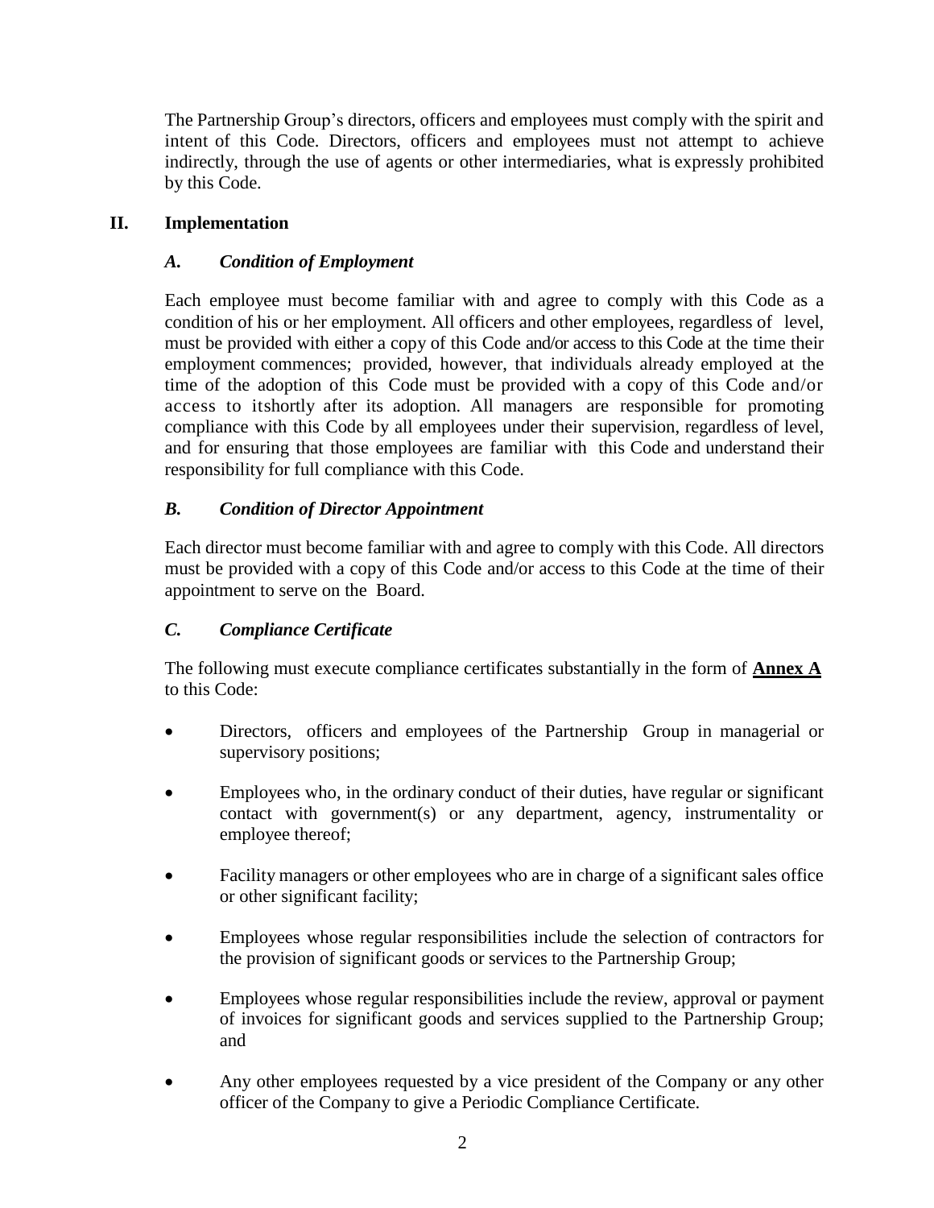The Partnership Group's directors, officers and employees must comply with the spirit and intent of this Code. Directors, officers and employees must not attempt to achieve indirectly, through the use of agents or other intermediaries, what is expressly prohibited by this Code.

## II. Implementation

### *A. Condition of Employment*

Each employee must become familiar with and agree to comply with this Code as a condition of his or her employment. All officers and other employees, regardless of level, must be provided with either a copy of this Code and/or access to this Code at the time their employment commences; provided, however, that individuals already employed at the time of the adoption of this Code must be provided with a copy of this Code and/or access to itshortly after its adoption. All managers are responsible for promoting compliance with this Code by all employees under their supervision, regardless of level, and for ensuring that those employees are familiar with this Code and understand their responsibility for full compliance with this Code.

### *B. Condition of Director Appointment*

Each director must become familiar with and agree to comply with this Code. All directors must be provided with a copy of this Code and/or access to this Code at the time of their appointment to serve on the Board.

### *C. Compliance Certificate*

The following must execute compliance certificates substantially in the form of **Annex A** to this Code:

- Directors, officers and employees of the Partnership Group in managerial or supervisory positions;
- Employees who, in the ordinary conduct of their duties, have regular or significant contact with government(s) or any department, agency, instrumentality or employee thereof;
- Facility managers or other employees who are in charge of a significant sales office or other significant facility;
- Employees whose regular responsibilities include the selection of contractors for the provision of significant goods or services to the Partnership Group;
- Employees whose regular responsibilities include the review, approval or payment of invoices for significant goods and services supplied to the Partnership Group; and
- Any other employees requested by a vice president of the Company or any other officer of the Company to give a Periodic Compliance Certificate.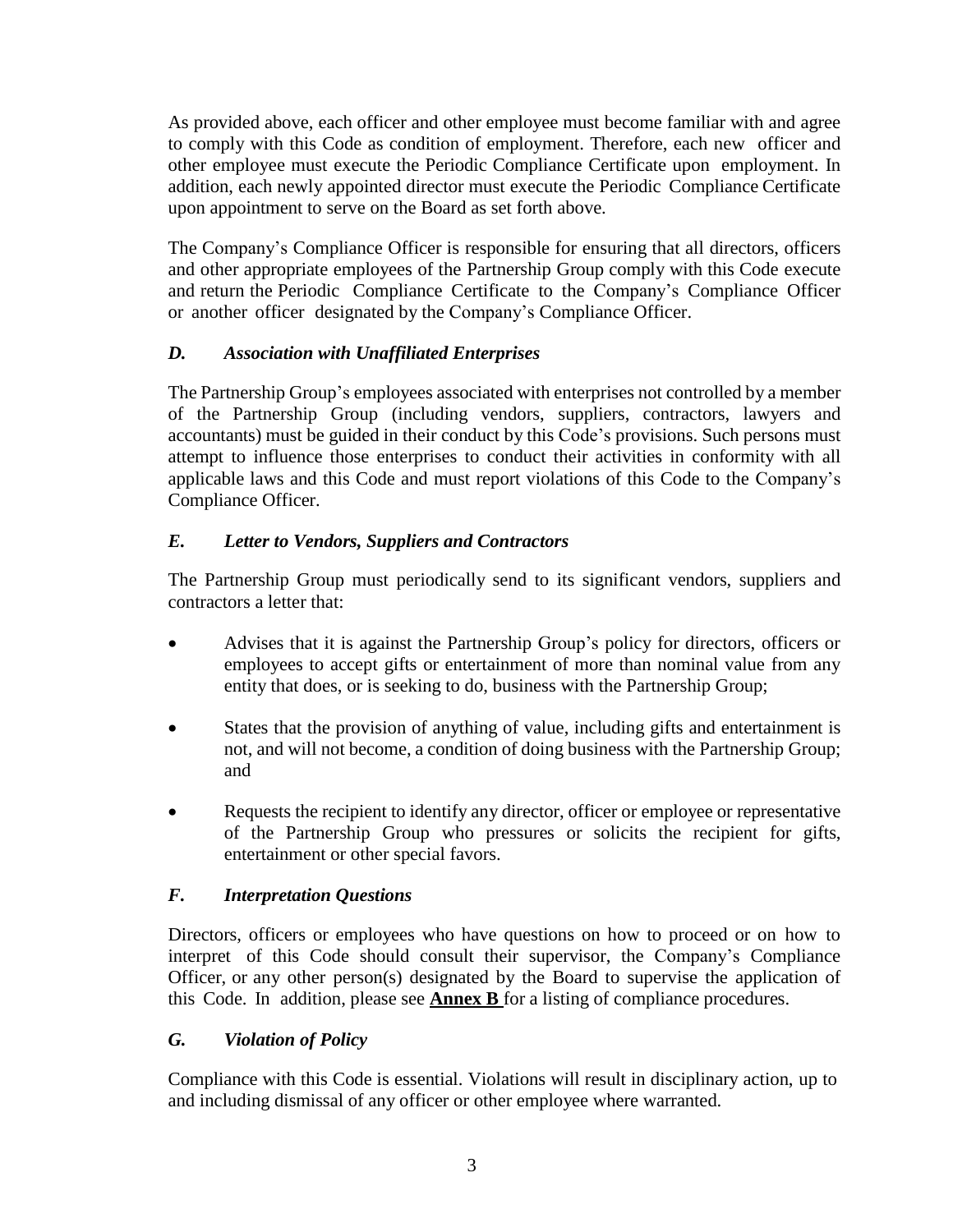As provided above, each officer and other employee must become familiar with and agree to comply with this Code as condition of employment. Therefore, each new officer and other employee must execute the Periodic Compliance Certificate upon employment. In addition, each newly appointed director must execute the Periodic Compliance Certificate upon appointment to serve on the Board as set forth above.

The Company's Compliance Officer is responsible for ensuring that all directors, officers and other appropriate employees of the Partnership Group comply with this Code execute and return the Periodic Compliance Certificate to the Company's Compliance Officer or another officer designated by the Company's Compliance Officer.

### *D. Association with Unaffiliated Enterprises*

The Partnership Group's employees associated with enterprises not controlled by a member of the Partnership Group (including vendors, suppliers, contractors, lawyers and accountants) must be guided in their conduct by this Code's provisions. Such persons must attempt to influence those enterprises to conduct their activities in conformity with all applicable laws and this Code and must report violations of this Code to the Company's Compliance Officer.

### *E. Letter to Vendors, Suppliers and Contractors*

The Partnership Group must periodically send to its significant vendors, suppliers and contractors a letter that:

- Advises that it is against the Partnership Group's policy for directors, officers or employees to accept gifts or entertainment of more than nominal value from any entity that does, or is seeking to do, business with the Partnership Group;
- States that the provision of anything of value, including gifts and entertainment is not, and will not become, a condition of doing business with the Partnership Group; and
- Requests the recipient to identify any director, officer or employee or representative of the Partnership Group who pressures or solicits the recipient for gifts, entertainment or other special favors.

### *F. Interpretation Questions*

Directors, officers or employees who have questions on how to proceed or on how to interpret of this Code should consult their supervisor, the Company's Compliance Officer, or any other person(s) designated by the Board to supervise the application of this Code. In addition, please see **Annex B** for a listing of compliance procedures.

### *G. Violation of Policy*

Compliance with this Code is essential. Violations will result in disciplinary action, up to and including dismissal of any officer or other employee where warranted.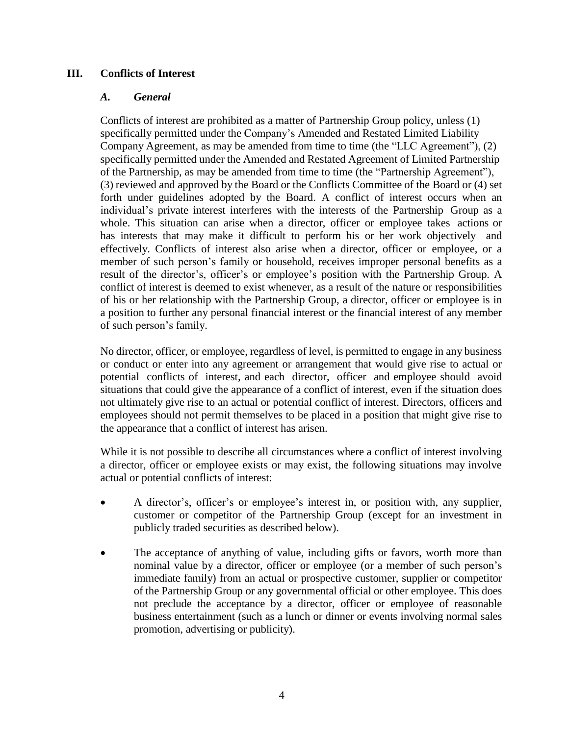## III. Conflicts of Interest

### *A. General*

Conflicts of interest are prohibited as a matter of Partnership Group policy, unless (1) specifically permitted under the Company's Amended and Restated Limited Liability Company Agreement, as may be amended from time to time (the "LLC Agreement"), (2) specifically permitted under the Amended and Restated Agreement of Limited Partnership of the Partnership, as may be amended from time to time (the "Partnership Agreement"), (3) reviewed and approved by the Board or the Conflicts Committee of the Board or (4) set forth under guidelines adopted by the Board. A conflict of interest occurs when an individual's private interest interferes with the interests of the Partnership Group as a whole. This situation can arise when a director, officer or employee takes actions or has interests that may make it difficult to perform his or her work objectively and effectively. Conflicts of interest also arise when a director, officer or employee, or a member of such person's family or household, receives improper personal benefits as a result of the director's, officer's or employee's position with the Partnership Group. A conflict of interest is deemed to exist whenever, as a result of the nature or responsibilities of his or her relationship with the Partnership Group, a director, officer or employee is in a position to further any personal financial interest or the financial interest of any member of such person's family.

No director, officer, or employee, regardless of level, is permitted to engage in any business or conduct or enter into any agreement or arrangement that would give rise to actual or potential conflicts of interest, and each director, officer and employee should avoid situations that could give the appearance of a conflict of interest, even if the situation does not ultimately give rise to an actual or potential conflict of interest. Directors, officers and employees should not permit themselves to be placed in a position that might give rise to the appearance that a conflict of interest has arisen.

While it is not possible to describe all circumstances where a conflict of interest involving a director, officer or employee exists or may exist, the following situations may involve actual or potential conflicts of interest:

- A director's, officer's or employee's interest in, or position with, any supplier, customer or competitor of the Partnership Group (except for an investment in publicly traded securities as described below).
- The acceptance of anything of value, including gifts or favors, worth more than nominal value by a director, officer or employee (or a member of such person's immediate family) from an actual or prospective customer, supplier or competitor of the Partnership Group or any governmental official or other employee. This does not preclude the acceptance by a director, officer or employee of reasonable business entertainment (such as a lunch or dinner or events involving normal sales promotion, advertising or publicity).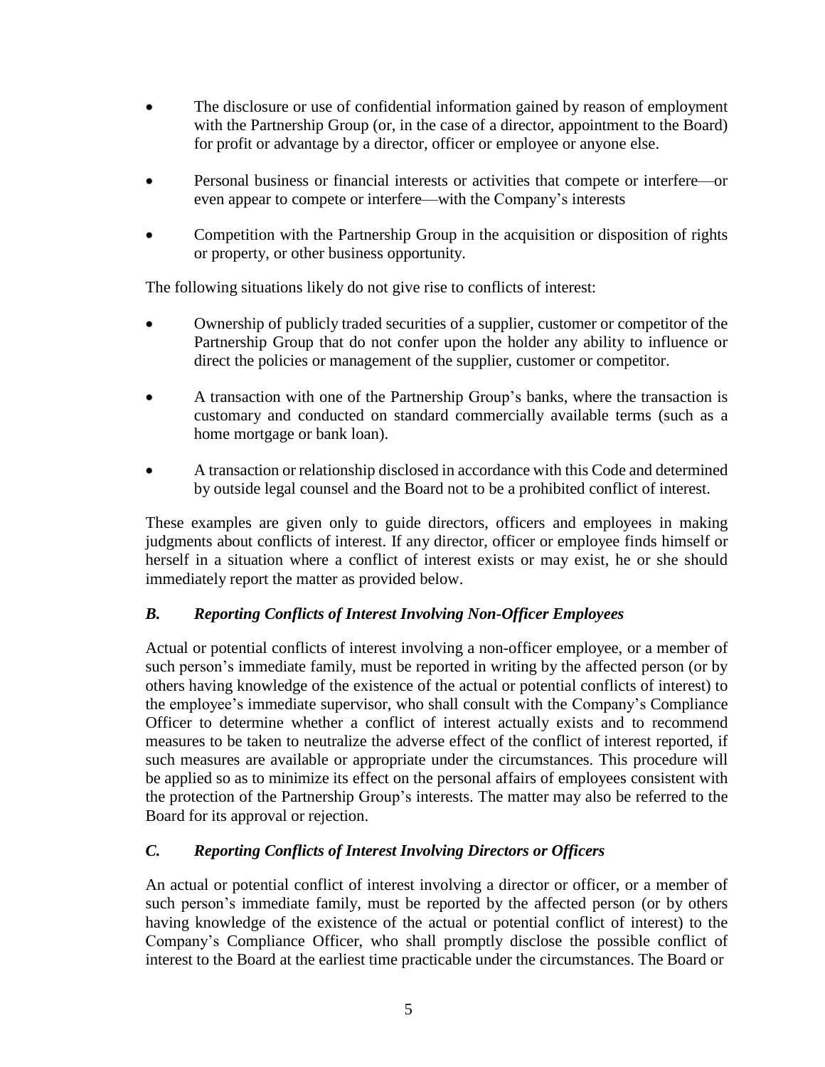- The disclosure or use of confidential information gained by reason of employment with the Partnership Group (or, in the case of a director, appointment to the Board) for profit or advantage by a director, officer or employee or anyone else.
- Personal business or financial interests or activities that compete or interfere—or even appear to compete or interfere—with the Company's interests
- Competition with the Partnership Group in the acquisition or disposition of rights or property, or other business opportunity.

The following situations likely do not give rise to conflicts of interest:

- Ownership of publicly traded securities of a supplier, customer or competitor of the Partnership Group that do not confer upon the holder any ability to influence or direct the policies or management of the supplier, customer or competitor.
- A transaction with one of the Partnership Group's banks, where the transaction is customary and conducted on standard commercially available terms (such as a home mortgage or bank loan).
- A transaction or relationship disclosed in accordance with this Code and determined by outside legal counsel and the Board not to be a prohibited conflict of interest.

These examples are given only to guide directors, officers and employees in making judgments about conflicts of interest. If any director, officer or employee finds himself or herself in a situation where a conflict of interest exists or may exist, he or she should immediately report the matter as provided below.

### *B. Reporting Conflicts of Interest Involving Non-Officer Employees*

Actual or potential conflicts of interest involving a non-officer employee, or a member of such person's immediate family, must be reported in writing by the affected person (or by others having knowledge of the existence of the actual or potential conflicts of interest) to the employee's immediate supervisor, who shall consult with the Company's Compliance Officer to determine whether a conflict of interest actually exists and to recommend measures to be taken to neutralize the adverse effect of the conflict of interest reported, if such measures are available or appropriate under the circumstances. This procedure will be applied so as to minimize its effect on the personal affairs of employees consistent with the protection of the Partnership Group's interests. The matter may also be referred to the Board for its approval or rejection.

### *C. Reporting Conflicts of Interest Involving Directors or Officers*

An actual or potential conflict of interest involving a director or officer, or a member of such person's immediate family, must be reported by the affected person (or by others having knowledge of the existence of the actual or potential conflict of interest) to the Company's Compliance Officer, who shall promptly disclose the possible conflict of interest to the Board at the earliest time practicable under the circumstances. The Board or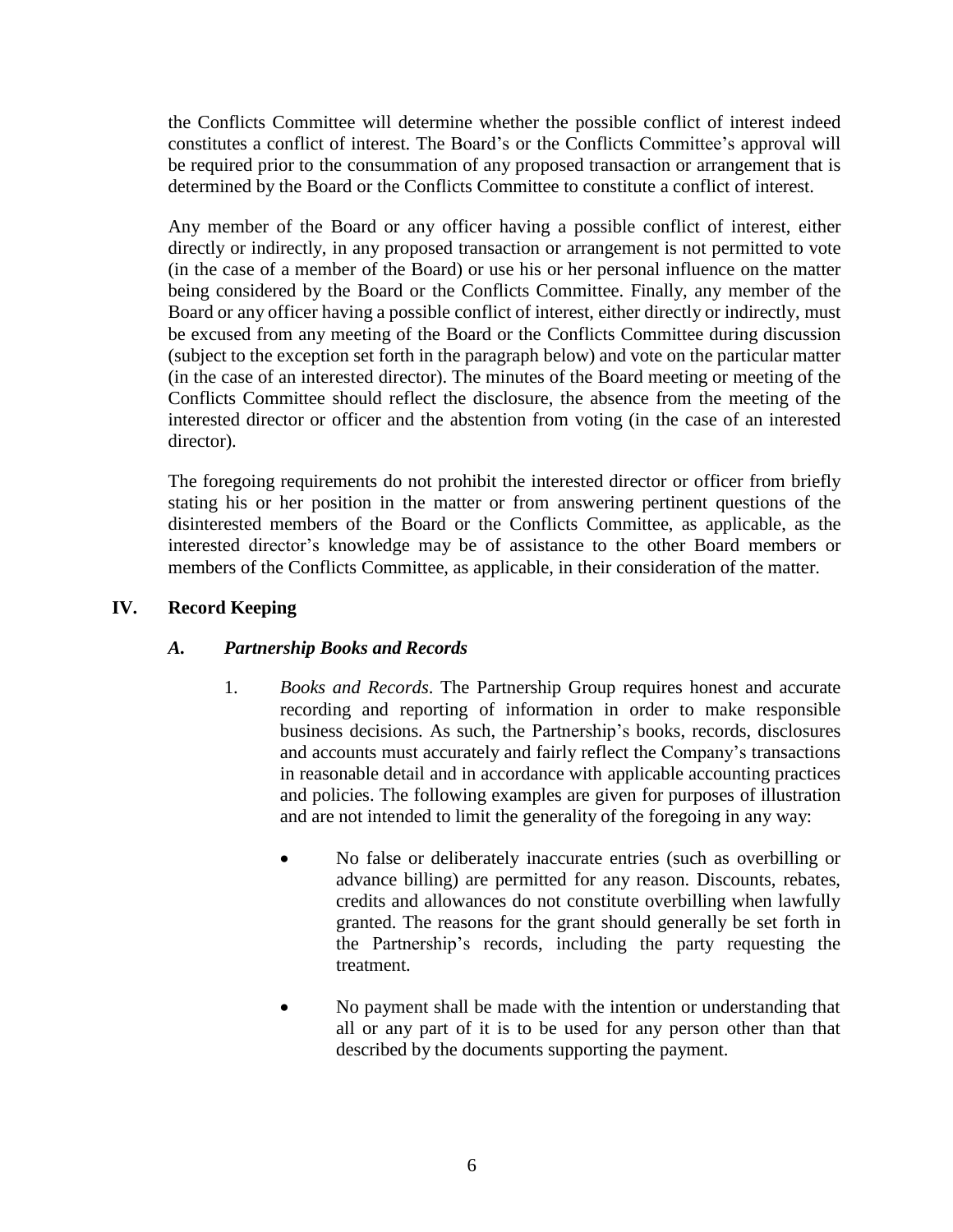the Conflicts Committee will determine whether the possible conflict of interest indeed constitutes a conflict of interest. The Board's or the Conflicts Committee's approval will be required prior to the consummation of any proposed transaction or arrangement that is determined by the Board or the Conflicts Committee to constitute a conflict of interest.

Any member of the Board or any officer having a possible conflict of interest, either directly or indirectly, in any proposed transaction or arrangement is not permitted to vote (in the case of a member of the Board) or use his or her personal influence on the matter being considered by the Board or the Conflicts Committee. Finally, any member of the Board or any officer having a possible conflict of interest, either directly or indirectly, must be excused from any meeting of the Board or the Conflicts Committee during discussion (subject to the exception set forth in the paragraph below) and vote on the particular matter (in the case of an interested director). The minutes of the Board meeting or meeting of the Conflicts Committee should reflect the disclosure, the absence from the meeting of the interested director or officer and the abstention from voting (in the case of an interested director).

The foregoing requirements do not prohibit the interested director or officer from briefly stating his or her position in the matter or from answering pertinent questions of the disinterested members of the Board or the Conflicts Committee, as applicable, as the interested director's knowledge may be of assistance to the other Board members or members of the Conflicts Committee, as applicable, in their consideration of the matter.

## IV. Record Keeping

### *A. Partnership Books and Records*

1. *Books and Records*. The Partnership Group requires honest and accurate recording and reporting of information in order to make responsible business decisions. As such, the Partnership's books, records, disclosures and accounts must accurately and fairly reflect the Company's transactions in reasonable detail and in accordance with applicable accounting practices and policies. The following examples are given for purposes of illustration and are not intended to limit the generality of the foregoing in any way:

   - No false or deliberately inaccurate entries (such as overbilling or advance billing) are permitted for any reason. Discounts, rebates, credits and allowances do not constitute overbilling when lawfully granted. The reasons for the grant should generally be set forth in the Partnership's records, including the party requesting the treatment.

   - No payment shall be made with the intention or understanding that all or any part of it is to be used for any person other than that described by the documents supporting the payment.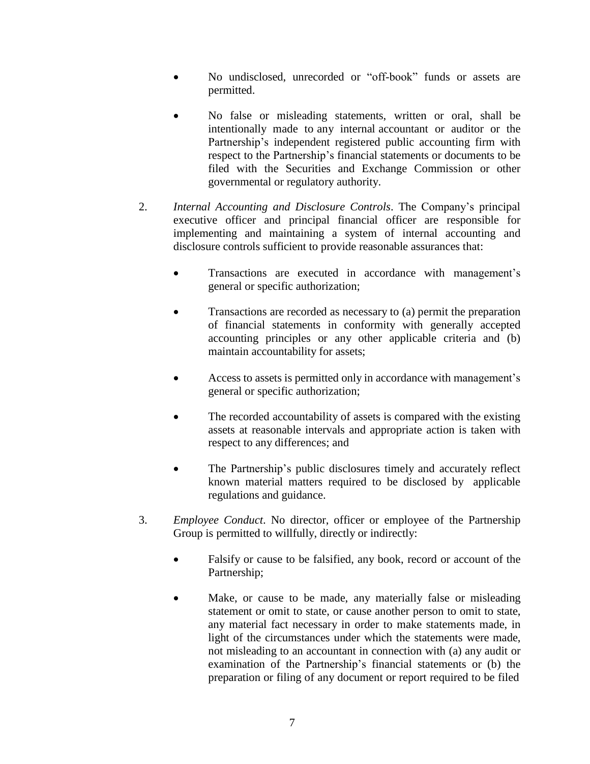- No undisclosed, unrecorded or "off-book" funds or assets are permitted.

- No false or misleading statements, written or oral, shall be intentionally made to any internal accountant or auditor or the Partnership's independent registered public accounting firm with respect to the Partnership's financial statements or documents to be filed with the Securities and Exchange Commission or other governmental or regulatory authority.

2. *Internal Accounting and Disclosure Controls*. The Company's principal executive officer and principal financial officer are responsible for implementing and maintaining a system of internal accounting and disclosure controls sufficient to provide reasonable assurances that:

   - Transactions are executed in accordance with management's general or specific authorization;

   - Transactions are recorded as necessary to (a) permit the preparation of financial statements in conformity with generally accepted accounting principles or any other applicable criteria and (b) maintain accountability for assets;

   - Access to assets is permitted only in accordance with management's general or specific authorization;

   - The recorded accountability of assets is compared with the existing assets at reasonable intervals and appropriate action is taken with respect to any differences; and

   - The Partnership's public disclosures timely and accurately reflect known material matters required to be disclosed by applicable regulations and guidance.

3. *Employee Conduct*. No director, officer or employee of the Partnership Group is permitted to willfully, directly or indirectly:

   - Falsify or cause to be falsified, any book, record or account of the Partnership;

   - Make, or cause to be made, any materially false or misleading statement or omit to state, or cause another person to omit to state, any material fact necessary in order to make statements made, in light of the circumstances under which the statements were made, not misleading to an accountant in connection with (a) any audit or examination of the Partnership's financial statements or (b) the preparation or filing of any document or report required to be filed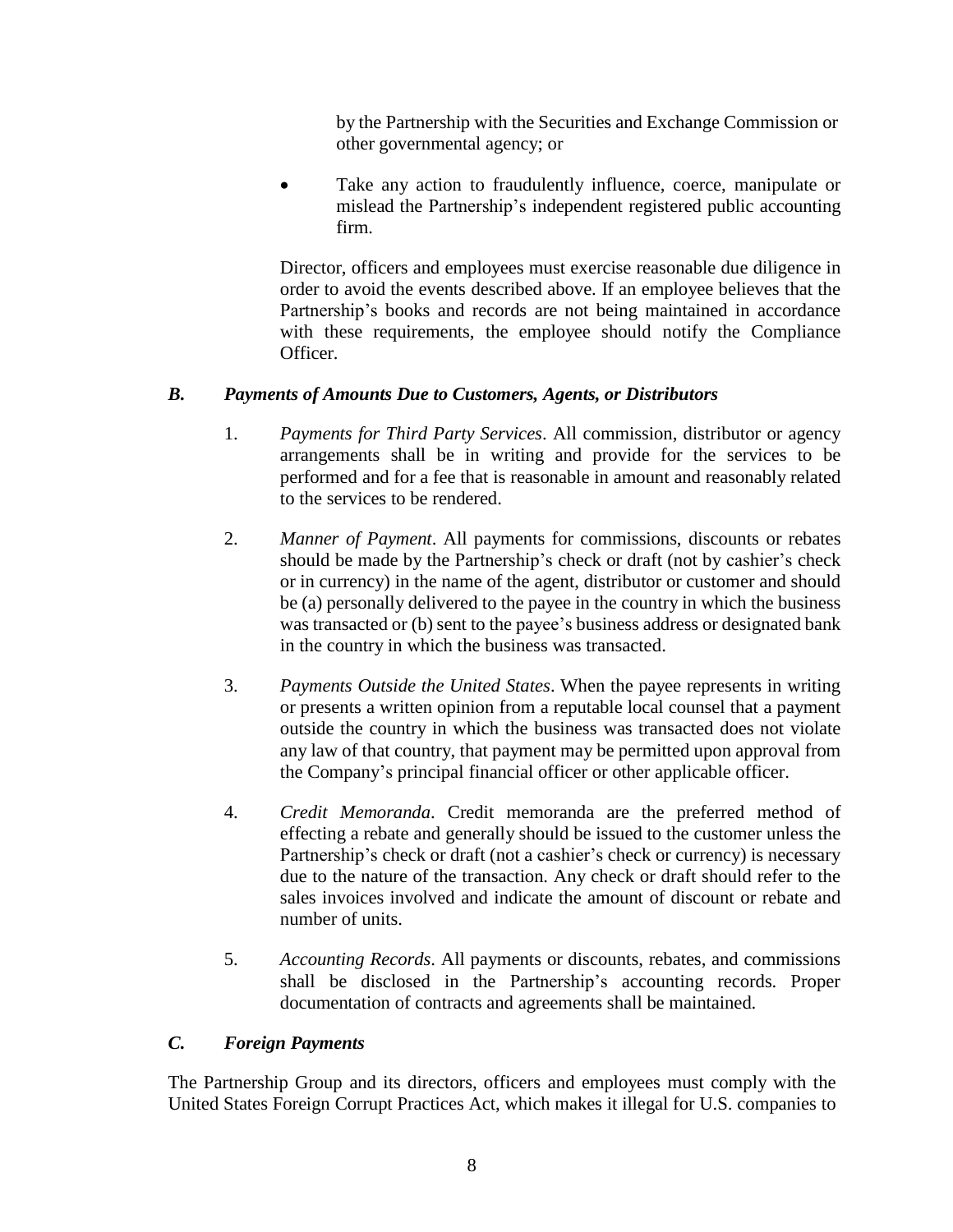by the Partnership with the Securities and Exchange Commission or other governmental agency; or

- Take any action to fraudulently influence, coerce, manipulate or mislead the Partnership's independent registered public accounting firm.

Director, officers and employees must exercise reasonable due diligence in order to avoid the events described above. If an employee believes that the Partnership's books and records are not being maintained in accordance with these requirements, the employee should notify the Compliance Officer.

### *B. Payments of Amounts Due to Customers, Agents, or Distributors*

1. *Payments for Third Party Services*. All commission, distributor or agency arrangements shall be in writing and provide for the services to be performed and for a fee that is reasonable in amount and reasonably related to the services to be rendered.

2. *Manner of Payment*. All payments for commissions, discounts or rebates should be made by the Partnership's check or draft (not by cashier's check or in currency) in the name of the agent, distributor or customer and should be (a) personally delivered to the payee in the country in which the business was transacted or (b) sent to the payee's business address or designated bank in the country in which the business was transacted.

3. *Payments Outside the United States*. When the payee represents in writing or presents a written opinion from a reputable local counsel that a payment outside the country in which the business was transacted does not violate any law of that country, that payment may be permitted upon approval from the Company's principal financial officer or other applicable officer.

4. *Credit Memoranda*. Credit memoranda are the preferred method of effecting a rebate and generally should be issued to the customer unless the Partnership's check or draft (not a cashier's check or currency) is necessary due to the nature of the transaction. Any check or draft should refer to the sales invoices involved and indicate the amount of discount or rebate and number of units.

5. *Accounting Records*. All payments or discounts, rebates, and commissions shall be disclosed in the Partnership's accounting records. Proper documentation of contracts and agreements shall be maintained.

### *C. Foreign Payments*

The Partnership Group and its directors, officers and employees must comply with the United States Foreign Corrupt Practices Act, which makes it illegal for U.S. companies to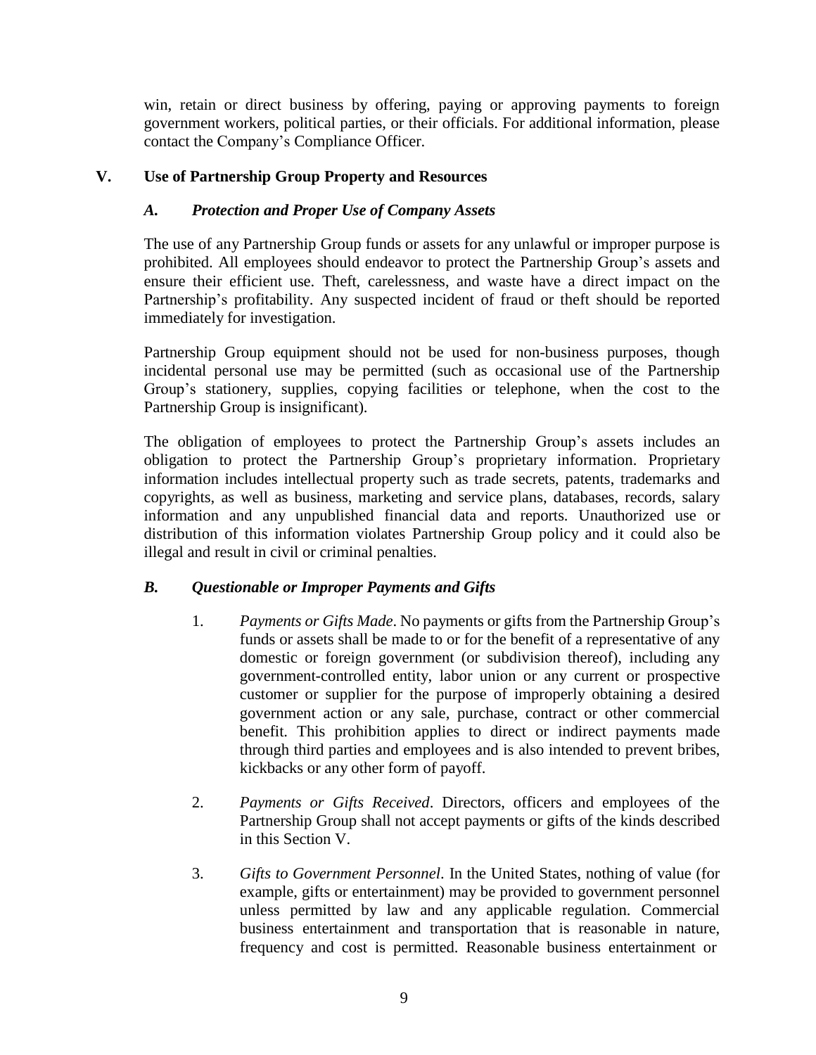win, retain or direct business by offering, paying or approving payments to foreign government workers, political parties, or their officials. For additional information, please contact the Company's Compliance Officer.

## V. Use of Partnership Group Property and Resources

### *A. Protection and Proper Use of Company Assets*

The use of any Partnership Group funds or assets for any unlawful or improper purpose is prohibited. All employees should endeavor to protect the Partnership Group's assets and ensure their efficient use. Theft, carelessness, and waste have a direct impact on the Partnership's profitability. Any suspected incident of fraud or theft should be reported immediately for investigation.

Partnership Group equipment should not be used for non-business purposes, though incidental personal use may be permitted (such as occasional use of the Partnership Group's stationery, supplies, copying facilities or telephone, when the cost to the Partnership Group is insignificant).

The obligation of employees to protect the Partnership Group's assets includes an obligation to protect the Partnership Group's proprietary information. Proprietary information includes intellectual property such as trade secrets, patents, trademarks and copyrights, as well as business, marketing and service plans, databases, records, salary information and any unpublished financial data and reports. Unauthorized use or distribution of this information violates Partnership Group policy and it could also be illegal and result in civil or criminal penalties.

### *B. Questionable or Improper Payments and Gifts*

1. *Payments or Gifts Made*. No payments or gifts from the Partnership Group's funds or assets shall be made to or for the benefit of a representative of any domestic or foreign government (or subdivision thereof), including any government-controlled entity, labor union or any current or prospective customer or supplier for the purpose of improperly obtaining a desired government action or any sale, purchase, contract or other commercial benefit. This prohibition applies to direct or indirect payments made through third parties and employees and is also intended to prevent bribes, kickbacks or any other form of payoff.

2. *Payments or Gifts Received*. Directors, officers and employees of the Partnership Group shall not accept payments or gifts of the kinds described in this Section V.

3. *Gifts to Government Personnel*. In the United States, nothing of value (for example, gifts or entertainment) may be provided to government personnel unless permitted by law and any applicable regulation. Commercial business entertainment and transportation that is reasonable in nature, frequency and cost is permitted. Reasonable business entertainment or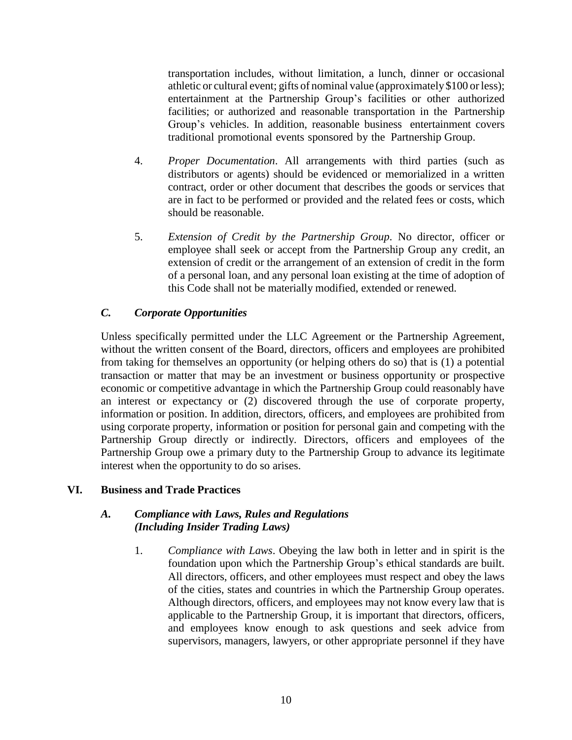transportation includes, without limitation, a lunch, dinner or occasional athletic or cultural event; gifts of nominal value (approximately $100 or less); entertainment at the Partnership Group's facilities or other authorized facilities; or authorized and reasonable transportation in the Partnership Group's vehicles. In addition, reasonable business entertainment covers traditional promotional events sponsored by the Partnership Group.

4. *Proper Documentation*. All arrangements with third parties (such as distributors or agents) should be evidenced or memorialized in a written contract, order or other document that describes the goods or services that are in fact to be performed or provided and the related fees or costs, which should be reasonable.

5. *Extension of Credit by the Partnership Group*. No director, officer or employee shall seek or accept from the Partnership Group any credit, an extension of credit or the arrangement of an extension of credit in the form of a personal loan, and any personal loan existing at the time of adoption of this Code shall not be materially modified, extended or renewed.

### *C. Corporate Opportunities*

Unless specifically permitted under the LLC Agreement or the Partnership Agreement, without the written consent of the Board, directors, officers and employees are prohibited from taking for themselves an opportunity (or helping others do so) that is (1) a potential transaction or matter that may be an investment or business opportunity or prospective economic or competitive advantage in which the Partnership Group could reasonably have an interest or expectancy or (2) discovered through the use of corporate property, information or position. In addition, directors, officers, and employees are prohibited from using corporate property, information or position for personal gain and competing with the Partnership Group directly or indirectly. Directors, officers and employees of the Partnership Group owe a primary duty to the Partnership Group to advance its legitimate interest when the opportunity to do so arises.

## VI. Business and Trade Practices

### *A. Compliance with Laws, Rules and Regulations (Including Insider Trading Laws)*

1. *Compliance with Laws*. Obeying the law both in letter and in spirit is the foundation upon which the Partnership Group's ethical standards are built. All directors, officers, and other employees must respect and obey the laws of the cities, states and countries in which the Partnership Group operates. Although directors, officers, and employees may not know every law that is applicable to the Partnership Group, it is important that directors, officers, and employees know enough to ask questions and seek advice from supervisors, managers, lawyers, or other appropriate personnel if they have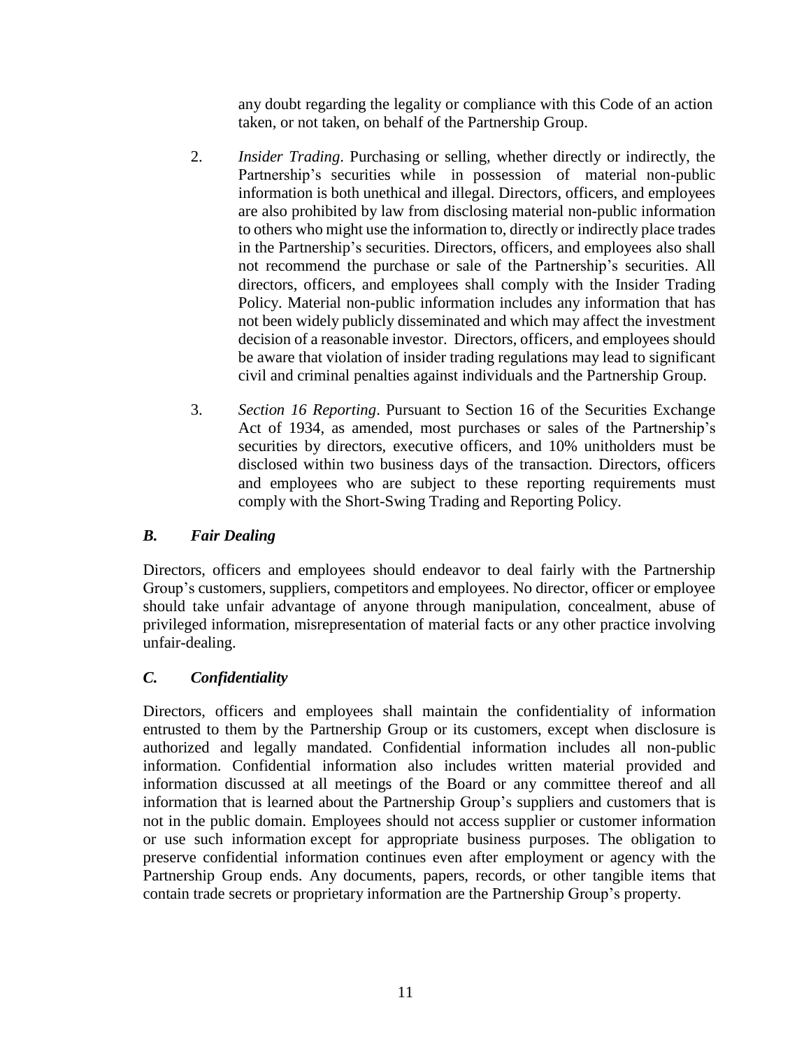any doubt regarding the legality or compliance with this Code of an action taken, or not taken, on behalf of the Partnership Group.

2. *Insider Trading*. Purchasing or selling, whether directly or indirectly, the Partnership's securities while in possession of material non-public information is both unethical and illegal. Directors, officers, and employees are also prohibited by law from disclosing material non-public information to others who might use the information to, directly or indirectly place trades in the Partnership's securities. Directors, officers, and employees also shall not recommend the purchase or sale of the Partnership's securities. All directors, officers, and employees shall comply with the Insider Trading Policy. Material non-public information includes any information that has not been widely publicly disseminated and which may affect the investment decision of a reasonable investor. Directors, officers, and employees should be aware that violation of insider trading regulations may lead to significant civil and criminal penalties against individuals and the Partnership Group.

3. *Section 16 Reporting*. Pursuant to Section 16 of the Securities Exchange Act of 1934, as amended, most purchases or sales of the Partnership's securities by directors, executive officers, and 10% unitholders must be disclosed within two business days of the transaction. Directors, officers and employees who are subject to these reporting requirements must comply with the Short-Swing Trading and Reporting Policy.

### *B. Fair Dealing*

Directors, officers and employees should endeavor to deal fairly with the Partnership Group's customers, suppliers, competitors and employees. No director, officer or employee should take unfair advantage of anyone through manipulation, concealment, abuse of privileged information, misrepresentation of material facts or any other practice involving unfair-dealing.

### *C. Confidentiality*

Directors, officers and employees shall maintain the confidentiality of information entrusted to them by the Partnership Group or its customers, except when disclosure is authorized and legally mandated. Confidential information includes all non-public information. Confidential information also includes written material provided and information discussed at all meetings of the Board or any committee thereof and all information that is learned about the Partnership Group's suppliers and customers that is not in the public domain. Employees should not access supplier or customer information or use such information except for appropriate business purposes. The obligation to preserve confidential information continues even after employment or agency with the Partnership Group ends. Any documents, papers, records, or other tangible items that contain trade secrets or proprietary information are the Partnership Group's property.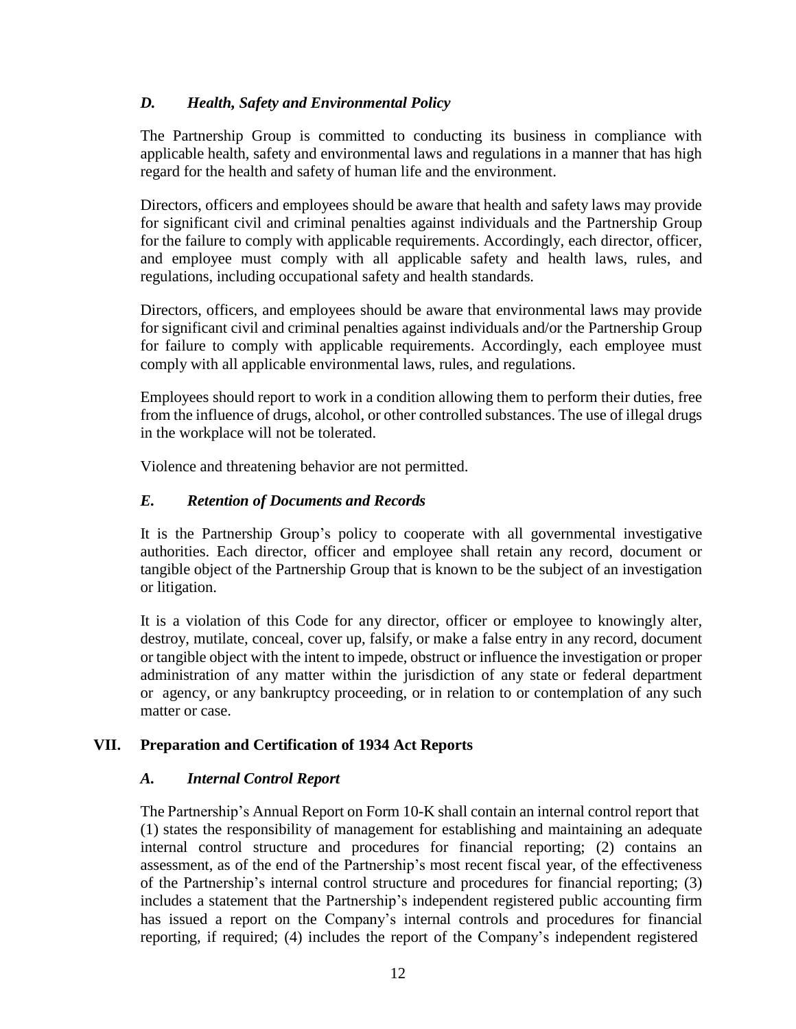### *D. Health, Safety and Environmental Policy*

The Partnership Group is committed to conducting its business in compliance with applicable health, safety and environmental laws and regulations in a manner that has high regard for the health and safety of human life and the environment.

Directors, officers and employees should be aware that health and safety laws may provide for significant civil and criminal penalties against individuals and the Partnership Group for the failure to comply with applicable requirements. Accordingly, each director, officer, and employee must comply with all applicable safety and health laws, rules, and regulations, including occupational safety and health standards.

Directors, officers, and employees should be aware that environmental laws may provide for significant civil and criminal penalties against individuals and/or the Partnership Group for failure to comply with applicable requirements. Accordingly, each employee must comply with all applicable environmental laws, rules, and regulations.

Employees should report to work in a condition allowing them to perform their duties, free from the influence of drugs, alcohol, or other controlled substances. The use of illegal drugs in the workplace will not be tolerated.

Violence and threatening behavior are not permitted.

### *E. Retention of Documents and Records*

It is the Partnership Group's policy to cooperate with all governmental investigative authorities. Each director, officer and employee shall retain any record, document or tangible object of the Partnership Group that is known to be the subject of an investigation or litigation.

It is a violation of this Code for any director, officer or employee to knowingly alter, destroy, mutilate, conceal, cover up, falsify, or make a false entry in any record, document or tangible object with the intent to impede, obstruct or influence the investigation or proper administration of any matter within the jurisdiction of any state or federal department or agency, or any bankruptcy proceeding, or in relation to or contemplation of any such matter or case.

## VII. Preparation and Certification of 1934 Act Reports

### *A. Internal Control Report*

The Partnership's Annual Report on Form 10-K shall contain an internal control report that (1) states the responsibility of management for establishing and maintaining an adequate internal control structure and procedures for financial reporting; (2) contains an assessment, as of the end of the Partnership's most recent fiscal year, of the effectiveness of the Partnership's internal control structure and procedures for financial reporting; (3) includes a statement that the Partnership's independent registered public accounting firm has issued a report on the Company's internal controls and procedures for financial reporting, if required; (4) includes the report of the Company's independent registered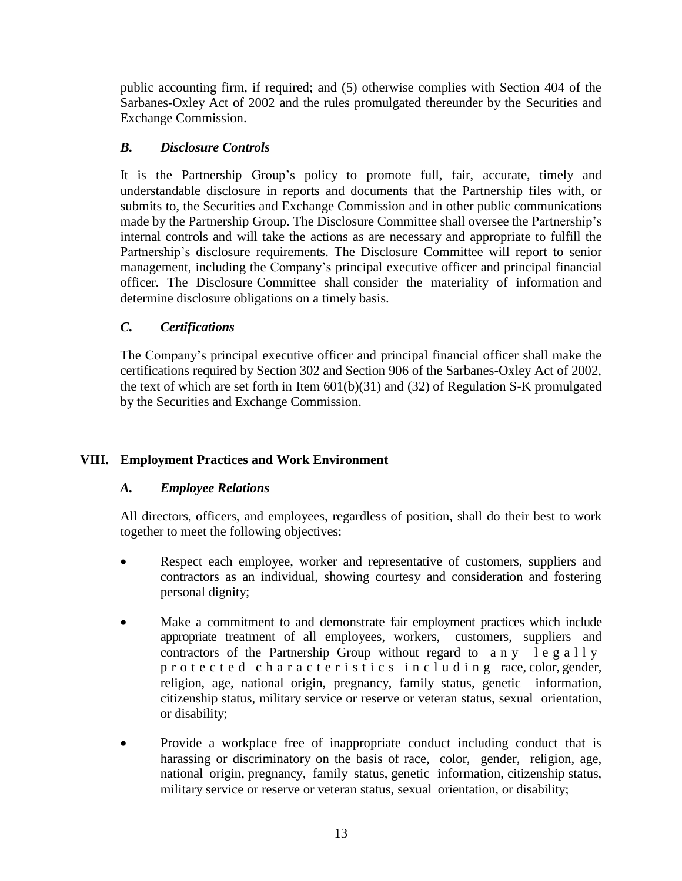public accounting firm, if required; and (5) otherwise complies with Section 404 of the Sarbanes-Oxley Act of 2002 and the rules promulgated thereunder by the Securities and Exchange Commission.

### *B. Disclosure Controls*

It is the Partnership Group's policy to promote full, fair, accurate, timely and understandable disclosure in reports and documents that the Partnership files with, or submits to, the Securities and Exchange Commission and in other public communications made by the Partnership Group. The Disclosure Committee shall oversee the Partnership's internal controls and will take the actions as are necessary and appropriate to fulfill the Partnership's disclosure requirements. The Disclosure Committee will report to senior management, including the Company's principal executive officer and principal financial officer. The Disclosure Committee shall consider the materiality of information and determine disclosure obligations on a timely basis.

### *C. Certifications*

The Company's principal executive officer and principal financial officer shall make the certifications required by Section 302 and Section 906 of the Sarbanes-Oxley Act of 2002, the text of which are set forth in Item 601(b)(31) and (32) of Regulation S-K promulgated by the Securities and Exchange Commission.

## VIII. Employment Practices and Work Environment

### *A. Employee Relations*

All directors, officers, and employees, regardless of position, shall do their best to work together to meet the following objectives:

- Respect each employee, worker and representative of customers, suppliers and contractors as an individual, showing courtesy and consideration and fostering personal dignity;
- Make a commitment to and demonstrate fair employment practices which include appropriate treatment of all employees, workers, customers, suppliers and contractors of the Partnership Group without regard to any legally protected characteristics including race, color, gender, religion, age, national origin, pregnancy, family status, genetic information, citizenship status, military service or reserve or veteran status, sexual orientation, or disability;
- Provide a workplace free of inappropriate conduct including conduct that is harassing or discriminatory on the basis of race, color, gender, religion, age, national origin, pregnancy, family status, genetic information, citizenship status, military service or reserve or veteran status, sexual orientation, or disability;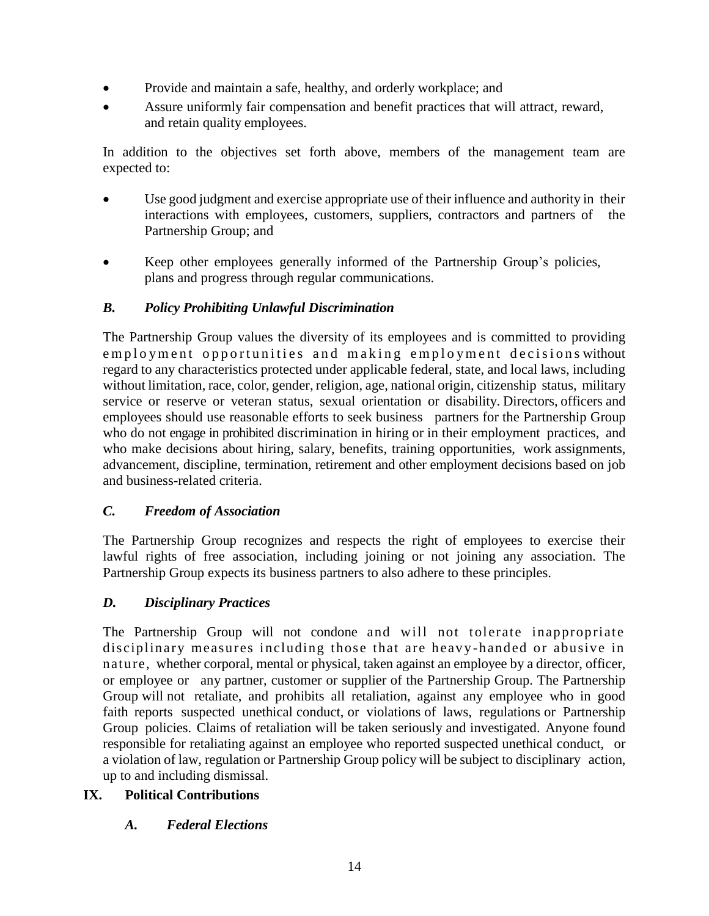- Provide and maintain a safe, healthy, and orderly workplace; and
- Assure uniformly fair compensation and benefit practices that will attract, reward, and retain quality employees.

In addition to the objectives set forth above, members of the management team are expected to:

- Use good judgment and exercise appropriate use of their influence and authority in their interactions with employees, customers, suppliers, contractors and partners of the Partnership Group; and
- Keep other employees generally informed of the Partnership Group's policies, plans and progress through regular communications.

### *B. Policy Prohibiting Unlawful Discrimination*

The Partnership Group values the diversity of its employees and is committed to providing employment opportunities and making employment decisions without regard to any characteristics protected under applicable federal, state, and local laws, including without limitation, race, color, gender, religion, age, national origin, citizenship status, military service or reserve or veteran status, sexual orientation or disability. Directors, officers and employees should use reasonable efforts to seek business partners for the Partnership Group who do not engage in prohibited discrimination in hiring or in their employment practices, and who make decisions about hiring, salary, benefits, training opportunities, work assignments, advancement, discipline, termination, retirement and other employment decisions based on job and business-related criteria.

### *C. Freedom of Association*

The Partnership Group recognizes and respects the right of employees to exercise their lawful rights of free association, including joining or not joining any association. The Partnership Group expects its business partners to also adhere to these principles.

### *D. Disciplinary Practices*

The Partnership Group will not condone and will not tolerate inappropriate disciplinary measures including those that are heavy-handed or abusive in nature, whether corporal, mental or physical, taken against an employee by a director, officer, or employee or any partner, customer or supplier of the Partnership Group. The Partnership Group will not retaliate, and prohibits all retaliation, against any employee who in good faith reports suspected unethical conduct, or violations of laws, regulations or Partnership Group policies. Claims of retaliation will be taken seriously and investigated. Anyone found responsible for retaliating against an employee who reported suspected unethical conduct, or a violation of law, regulation or Partnership Group policy will be subject to disciplinary action, up to and including dismissal.

## IX. Political Contributions

### *A. Federal Elections*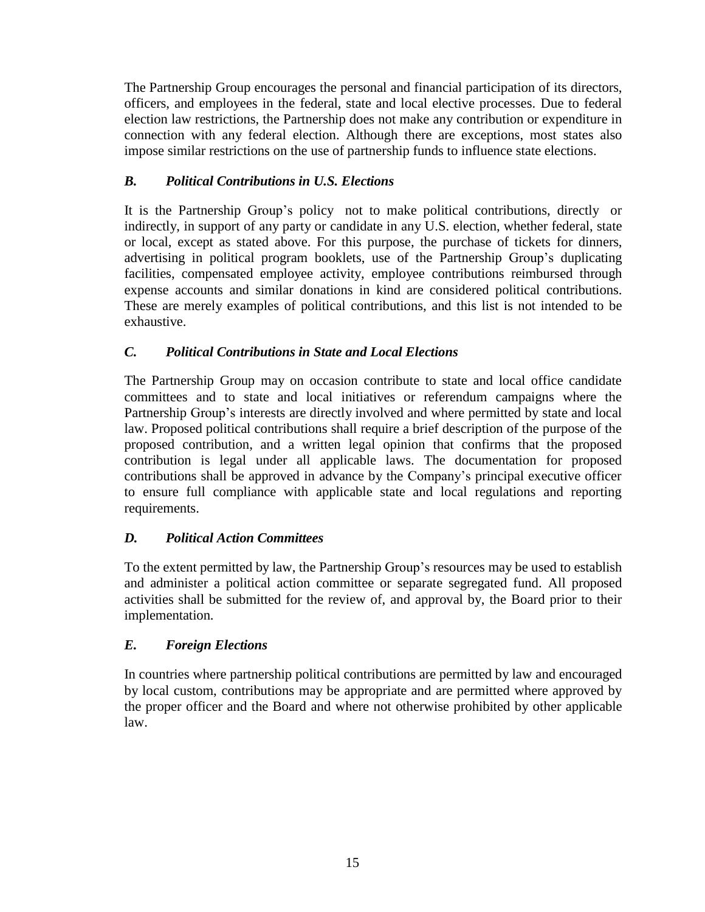The Partnership Group encourages the personal and financial participation of its directors, officers, and employees in the federal, state and local elective processes. Due to federal election law restrictions, the Partnership does not make any contribution or expenditure in connection with any federal election. Although there are exceptions, most states also impose similar restrictions on the use of partnership funds to influence state elections.

### *B. Political Contributions in U.S. Elections*

It is the Partnership Group's policy not to make political contributions, directly or indirectly, in support of any party or candidate in any U.S. election, whether federal, state or local, except as stated above. For this purpose, the purchase of tickets for dinners, advertising in political program booklets, use of the Partnership Group's duplicating facilities, compensated employee activity, employee contributions reimbursed through expense accounts and similar donations in kind are considered political contributions. These are merely examples of political contributions, and this list is not intended to be exhaustive.

### *C. Political Contributions in State and Local Elections*

The Partnership Group may on occasion contribute to state and local office candidate committees and to state and local initiatives or referendum campaigns where the Partnership Group's interests are directly involved and where permitted by state and local law. Proposed political contributions shall require a brief description of the purpose of the proposed contribution, and a written legal opinion that confirms that the proposed contribution is legal under all applicable laws. The documentation for proposed contributions shall be approved in advance by the Company's principal executive officer to ensure full compliance with applicable state and local regulations and reporting requirements.

### *D. Political Action Committees*

To the extent permitted by law, the Partnership Group's resources may be used to establish and administer a political action committee or separate segregated fund. All proposed activities shall be submitted for the review of, and approval by, the Board prior to their implementation.

### *E. Foreign Elections*

In countries where partnership political contributions are permitted by law and encouraged by local custom, contributions may be appropriate and are permitted where approved by the proper officer and the Board and where not otherwise prohibited by other applicable law.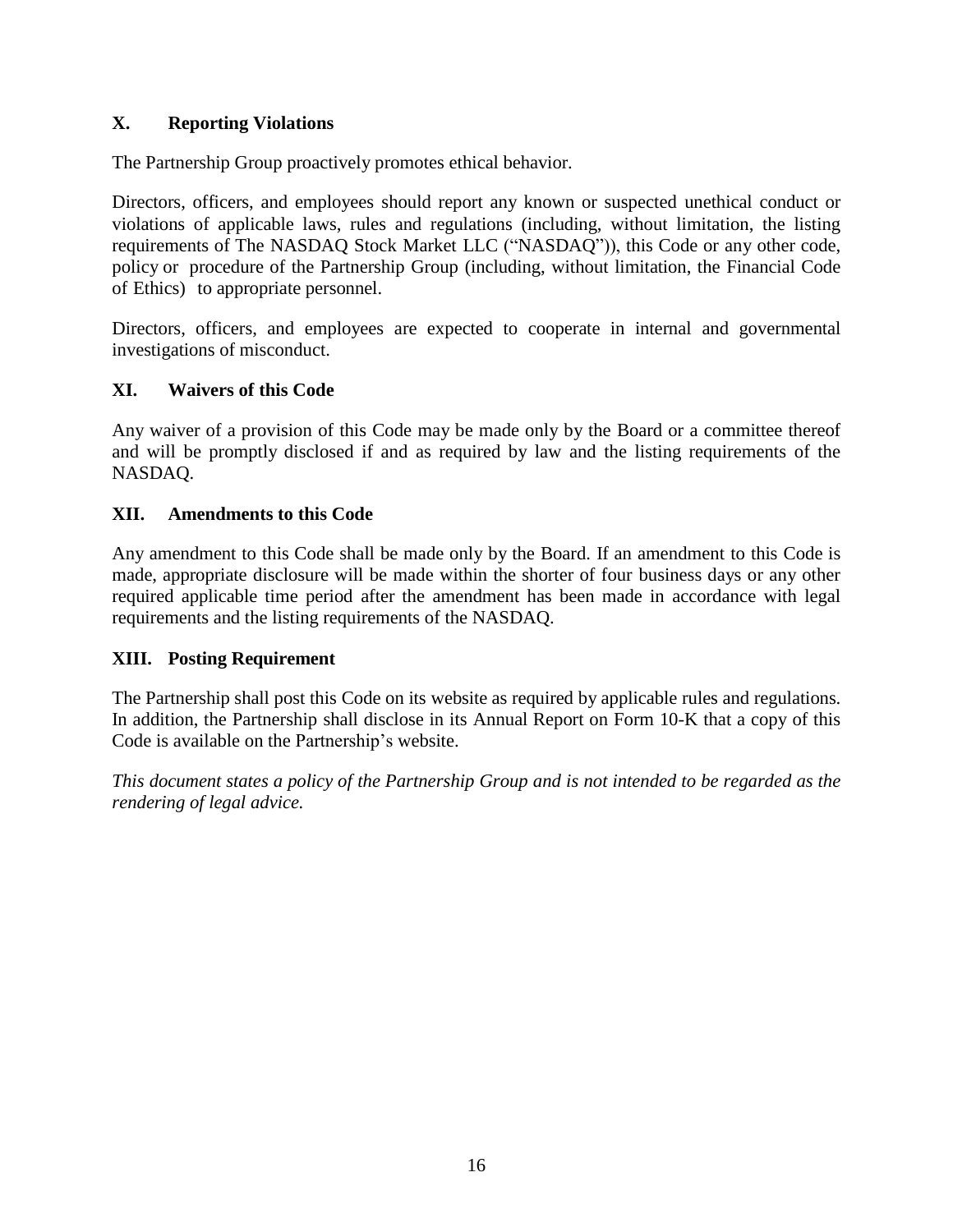## X. Reporting Violations

The Partnership Group proactively promotes ethical behavior.

Directors, officers, and employees should report any known or suspected unethical conduct or violations of applicable laws, rules and regulations (including, without limitation, the listing requirements of The NASDAQ Stock Market LLC ("NASDAQ")), this Code or any other code, policy or procedure of the Partnership Group (including, without limitation, the Financial Code of Ethics) to appropriate personnel.

Directors, officers, and employees are expected to cooperate in internal and governmental investigations of misconduct.

## XI. Waivers of this Code

Any waiver of a provision of this Code may be made only by the Board or a committee thereof and will be promptly disclosed if and as required by law and the listing requirements of the NASDAQ.

## XII. Amendments to this Code

Any amendment to this Code shall be made only by the Board. If an amendment to this Code is made, appropriate disclosure will be made within the shorter of four business days or any other required applicable time period after the amendment has been made in accordance with legal requirements and the listing requirements of the NASDAQ.

## XIII. Posting Requirement

The Partnership shall post this Code on its website as required by applicable rules and regulations. In addition, the Partnership shall disclose in its Annual Report on Form 10-K that a copy of this Code is available on the Partnership's website.

*This document states a policy of the Partnership Group and is not intended to be regarded as the rendering of legal advice.*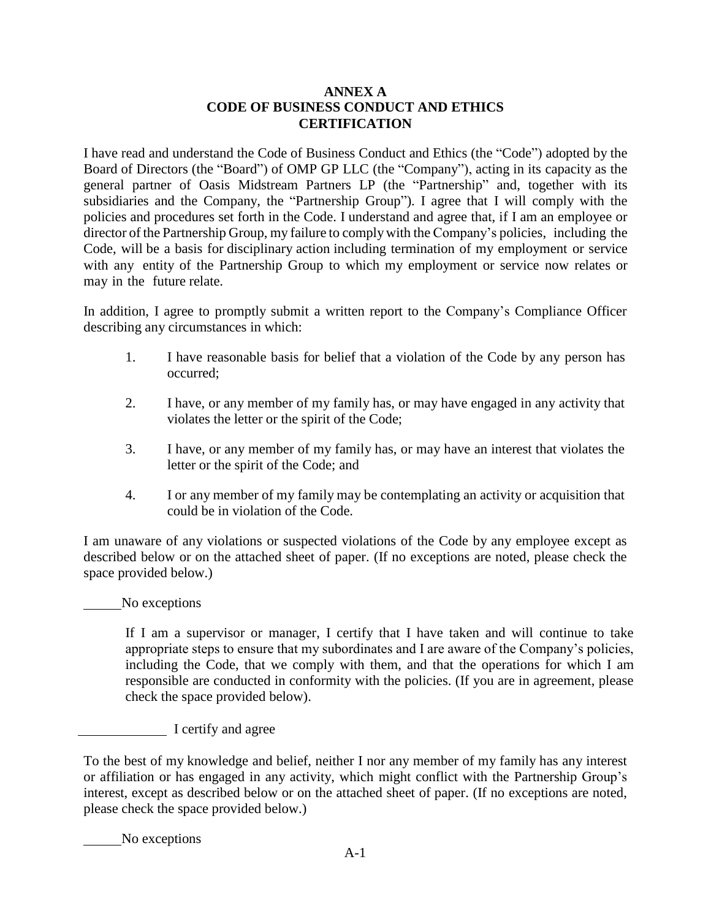# ANNEX A
# CODE OF BUSINESS CONDUCT AND ETHICS
# CERTIFICATION

I have read and understand the Code of Business Conduct and Ethics (the "Code") adopted by the Board of Directors (the "Board") of OMP GP LLC (the "Company"), acting in its capacity as the general partner of Oasis Midstream Partners LP (the "Partnership" and, together with its subsidiaries and the Company, the "Partnership Group"). I agree that I will comply with the policies and procedures set forth in the Code. I understand and agree that, if I am an employee or director of the Partnership Group, my failure to comply with the Company's policies, including the Code, will be a basis for disciplinary action including termination of my employment or service with any entity of the Partnership Group to which my employment or service now relates or may in the future relate.

In addition, I agree to promptly submit a written report to the Company's Compliance Officer describing any circumstances in which:

1. I have reasonable basis for belief that a violation of the Code by any person has occurred;

2. I have, or any member of my family has, or may have engaged in any activity that violates the letter or the spirit of the Code;

3. I have, or any member of my family has, or may have an interest that violates the letter or the spirit of the Code; and

4. I or any member of my family may be contemplating an activity or acquisition that could be in violation of the Code.

I am unaware of any violations or suspected violations of the Code by any employee except as described below or on the attached sheet of paper. (If no exceptions are noted, please check the space provided below.)

\_\_\_\_\_\_ No exceptions

If I am a supervisor or manager, I certify that I have taken and will continue to take appropriate steps to ensure that my subordinates and I are aware of the Company's policies, including the Code, that we comply with them, and that the operations for which I am responsible are conducted in conformity with the policies. (If you are in agreement, please check the space provided below).

\_\_\_\_\_\_\_\_\_\_\_\_ I certify and agree

To the best of my knowledge and belief, neither I nor any member of my family has any interest or affiliation or has engaged in any activity, which might conflict with the Partnership Group's interest, except as described below or on the attached sheet of paper. (If no exceptions are noted, please check the space provided below.)

\_\_\_\_\_\_ No exceptions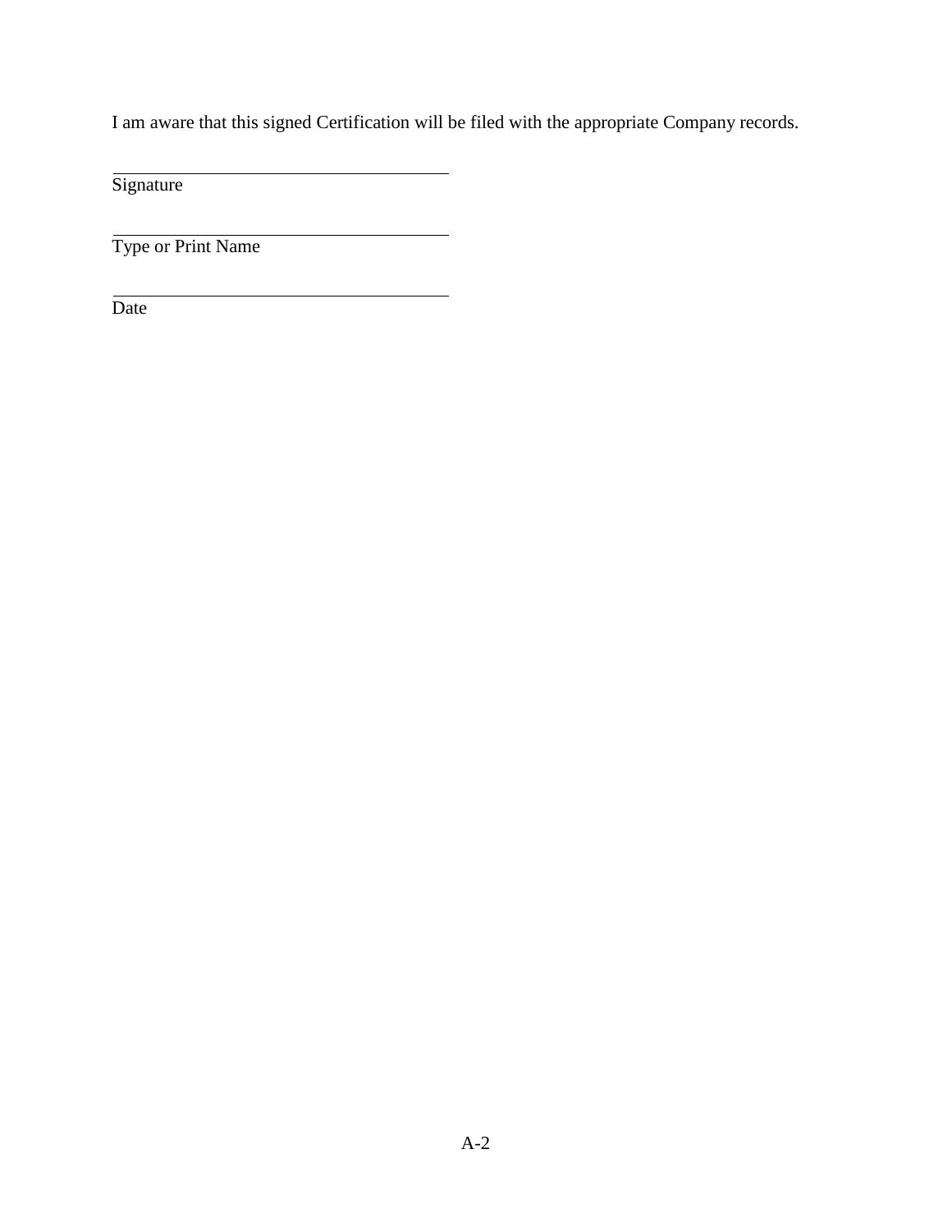I am aware that this signed Certification will be filed with the appropriate Company records.

\_\_\_\_\_\_\_\_\_\_\_\_\_\_\_\_\_\_\_\_\_\_\_\_\_\_\_\_\_\_\_\_\_\_\_\_
Signature

\_\_\_\_\_\_\_\_\_\_\_\_\_\_\_\_\_\_\_\_\_\_\_\_\_\_\_\_\_\_\_\_\_\_\_\_
Type or Print Name

\_\_\_\_\_\_\_\_\_\_\_\_\_\_\_\_\_\_\_\_\_\_\_\_\_\_\_\_\_\_\_\_\_\_\_\_
Date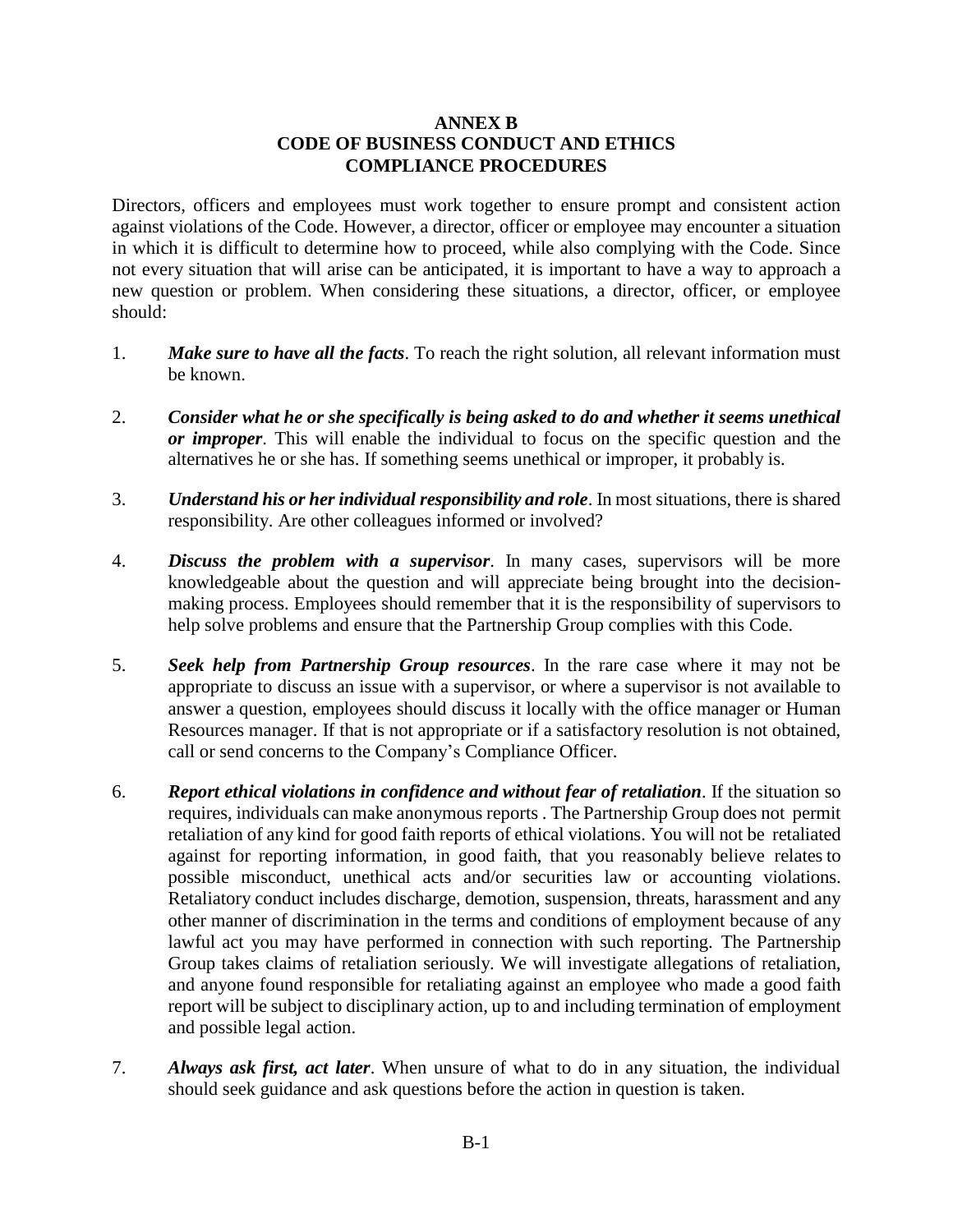# ANNEX B
# CODE OF BUSINESS CONDUCT AND ETHICS
# COMPLIANCE PROCEDURES

Directors, officers and employees must work together to ensure prompt and consistent action against violations of the Code. However, a director, officer or employee may encounter a situation in which it is difficult to determine how to proceed, while also complying with the Code. Since not every situation that will arise can be anticipated, it is important to have a way to approach a new question or problem. When considering these situations, a director, officer, or employee should:

1. ***Make sure to have all the facts***. To reach the right solution, all relevant information must be known.

2. ***Consider what he or she specifically is being asked to do and whether it seems unethical or improper***. This will enable the individual to focus on the specific question and the alternatives he or she has. If something seems unethical or improper, it probably is.

3. ***Understand his or her individual responsibility and role***. In most situations, there is shared responsibility. Are other colleagues informed or involved?

4. ***Discuss the problem with a supervisor***. In many cases, supervisors will be more knowledgeable about the question and will appreciate being brought into the decision-making process. Employees should remember that it is the responsibility of supervisors to help solve problems and ensure that the Partnership Group complies with this Code.

5. ***Seek help from Partnership Group resources***. In the rare case where it may not be appropriate to discuss an issue with a supervisor, or where a supervisor is not available to answer a question, employees should discuss it locally with the office manager or Human Resources manager. If that is not appropriate or if a satisfactory resolution is not obtained, call or send concerns to the Company's Compliance Officer.

6. ***Report ethical violations in confidence and without fear of retaliation***. If the situation so requires, individuals can make anonymous reports . The Partnership Group does not permit retaliation of any kind for good faith reports of ethical violations. You will not be retaliated against for reporting information, in good faith, that you reasonably believe relates to possible misconduct, unethical acts and/or securities law or accounting violations. Retaliatory conduct includes discharge, demotion, suspension, threats, harassment and any other manner of discrimination in the terms and conditions of employment because of any lawful act you may have performed in connection with such reporting. The Partnership Group takes claims of retaliation seriously. We will investigate allegations of retaliation, and anyone found responsible for retaliating against an employee who made a good faith report will be subject to disciplinary action, up to and including termination of employment and possible legal action.

7. ***Always ask first, act later***. When unsure of what to do in any situation, the individual should seek guidance and ask questions before the action in question is taken.